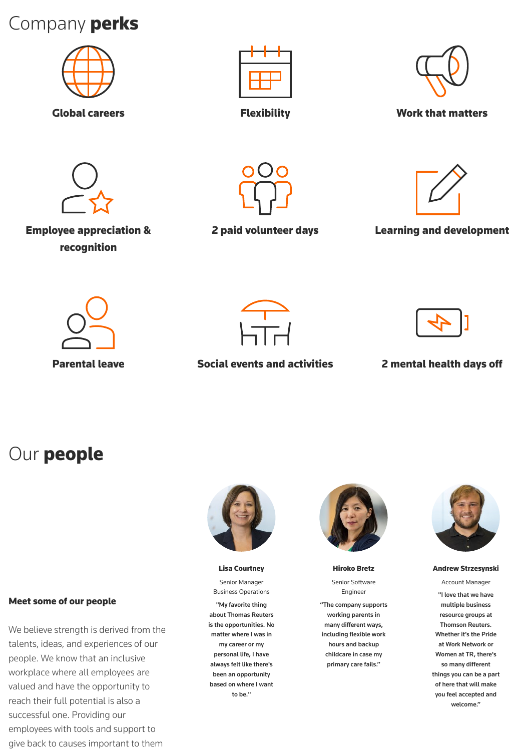# Company **perks**

**Global careers**

**Flexibility**

**Work that matters**

**Employee appreciation & recognition**

**2 paid volunteer days**

**Learning and development**

**Parental leave**

**Social events and activities**

**2 mental health days off**

# Our **people**

**Meet some of our people**

We believe strength is derived from the talents, ideas, and experiences of our people. We know that an inclusive workplace where all employees are valued and have the opportunity to reach their full potential is also a successful one. Providing our employees with tools and support to give back to causes important to them

**Lisa Courtney**

Senior Manager Business Operations

**"My favorite thing about Thomas Reuters is the opportunities. No matter where I was in my career or my personal life, I have always felt like there's been an opportunity based on where I want to be."**

**Hiroko Bretz**

Senior Software Engineer

**"The company supports working parents in many different ways, including flexible work hours and backup childcare in case my primary care fails."**

**Andrew Strzesynski**

Account Manager

**"I love that we have multiple business resource groups at Thomson Reuters. Whether it's the Pride at Work Network or Women at TR, there's so many different things you can be a part of here that will make you feel accepted and welcome."**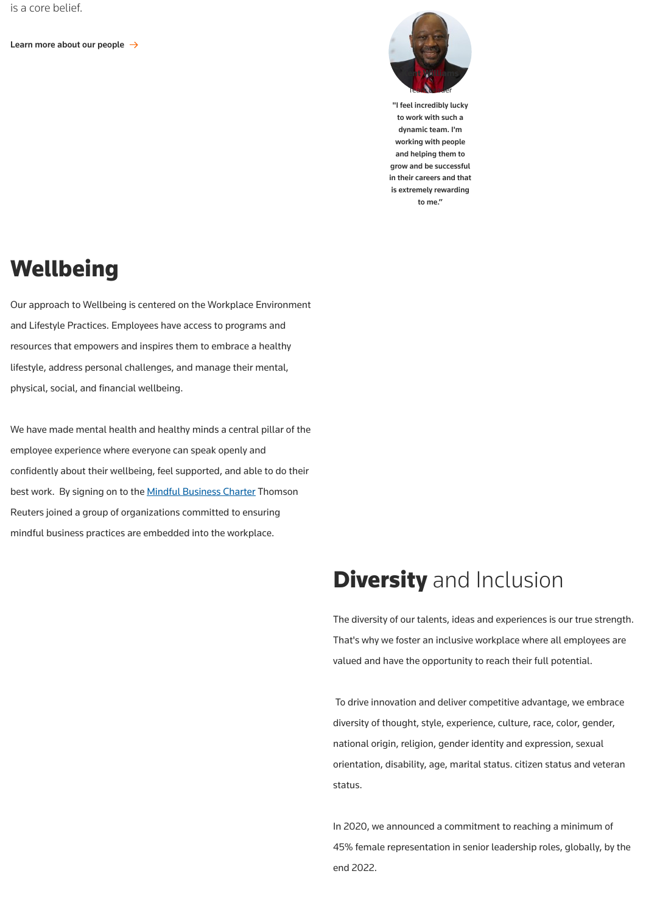is a core belief.

Learn more about our people →

"I feel incredibly lucky to work with such a dynamic team. I'm working with people and helping them to grow and be successful in their careers and that is extremely rewarding to me."

# Wellbeing

Our approach to Wellbeing is centered on the Workplace Environment and Lifestyle Practices. Employees have access to programs and resources that empowers and inspires them to embrace a healthy lifestyle, address personal challenges, and manage their mental, physical, social, and financial wellbeing.

We have made mental health and healthy minds a central pillar of the employee experience where everyone can speak openly and confidently about their wellbeing, feel supported, and able to do their best work. By signing on to the Mindful Business Charter Thomson Reuters joined a group of organizations committed to ensuring mindful business practices are embedded into the workplace.

# **Diversity** and Inclusion

The diversity of our talents, ideas and experiences is our true strength. That's why we foster an inclusive workplace where all employees are valued and have the opportunity to reach their full potential.

To drive innovation and deliver competitive advantage, we embrace diversity of thought, style, experience, culture, race, color, gender, national origin, religion, gender identity and expression, sexual orientation, disability, age, marital status. citizen status and veteran status.

In 2020, we announced a commitment to reaching a minimum of 45% female representation in senior leadership roles, globally, by the end 2022.